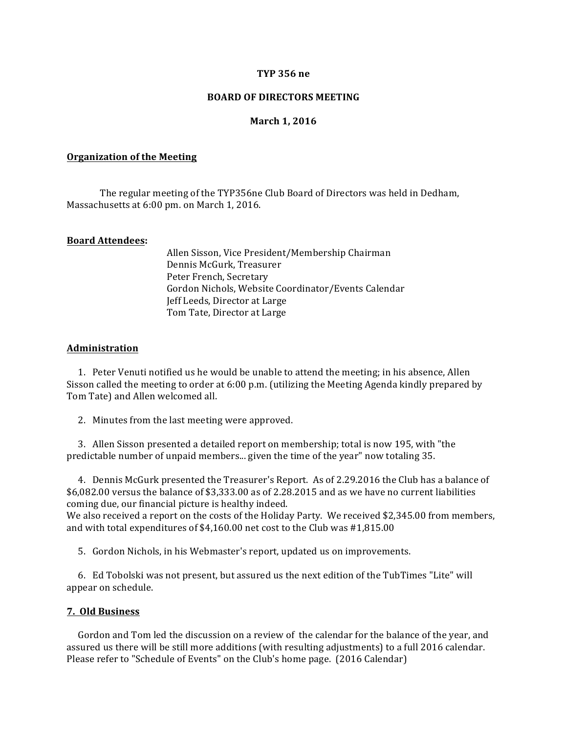**TYP 356 ne**

**BOARD OF DIRECTORS MEETING**

**March 1, 2016**

## Organization of the Meeting

The regular meeting of the TYP356ne Club Board of Directors was held in Dedham, Massachusetts at 6:00 pm. on March 1, 2016.

**Board Attendees:**

Allen Sisson, Vice President/Membership Chairman
Dennis McGurk, Treasurer
Peter French, Secretary
Gordon Nichols, Website Coordinator/Events Calendar
Jeff Leeds, Director at Large
Tom Tate, Director at Large

## Administration

1. Peter Venuti notified us he would be unable to attend the meeting; in his absence, Allen Sisson called the meeting to order at 6:00 p.m. (utilizing the Meeting Agenda kindly prepared by Tom Tate) and Allen welcomed all.

2. Minutes from the last meeting were approved.

3. Allen Sisson presented a detailed report on membership; total is now 195, with "the predictable number of unpaid members... given the time of the year" now totaling 35.

4. Dennis McGurk presented the Treasurer's Report. As of 2.29.2016 the Club has a balance of $6,082.00 versus the balance of $3,333.00 as of 2.28.2015 and as we have no current liabilities coming due, our financial picture is healthy indeed.
We also received a report on the costs of the Holiday Party. We received $2,345.00 from members, and with total expenditures of $4,160.00 net cost to the Club was #1,815.00

5. Gordon Nichols, in his Webmaster's report, updated us on improvements.

6. Ed Tobolski was not present, but assured us the next edition of the TubTimes "Lite" will appear on schedule.

## 7. Old Business

Gordon and Tom led the discussion on a review of the calendar for the balance of the year, and assured us there will be still more additions (with resulting adjustments) to a full 2016 calendar. Please refer to "Schedule of Events" on the Club's home page. (2016 Calendar)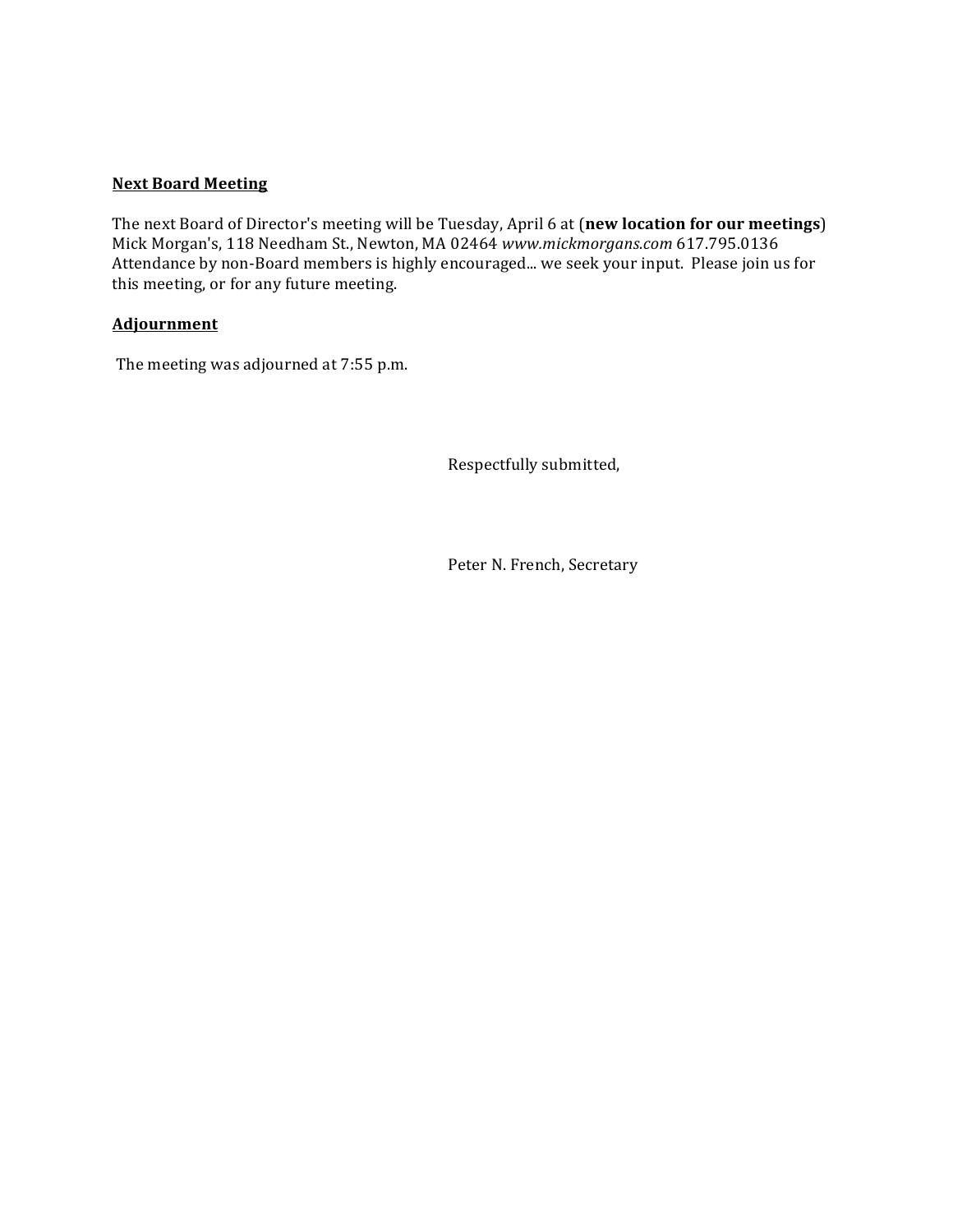**Next Board Meeting**

The next Board of Director's meeting will be Tuesday, April 6 at (**new location for our meetings**) Mick Morgan's, 118 Needham St., Newton, MA 02464 *www.mickmorgans.com* 617.795.0136 Attendance by non-Board members is highly encouraged... we seek your input. Please join us for this meeting, or for any future meeting.

**Adjournment**

The meeting was adjourned at 7:55 p.m.

Respectfully submitted,

Peter N. French, Secretary